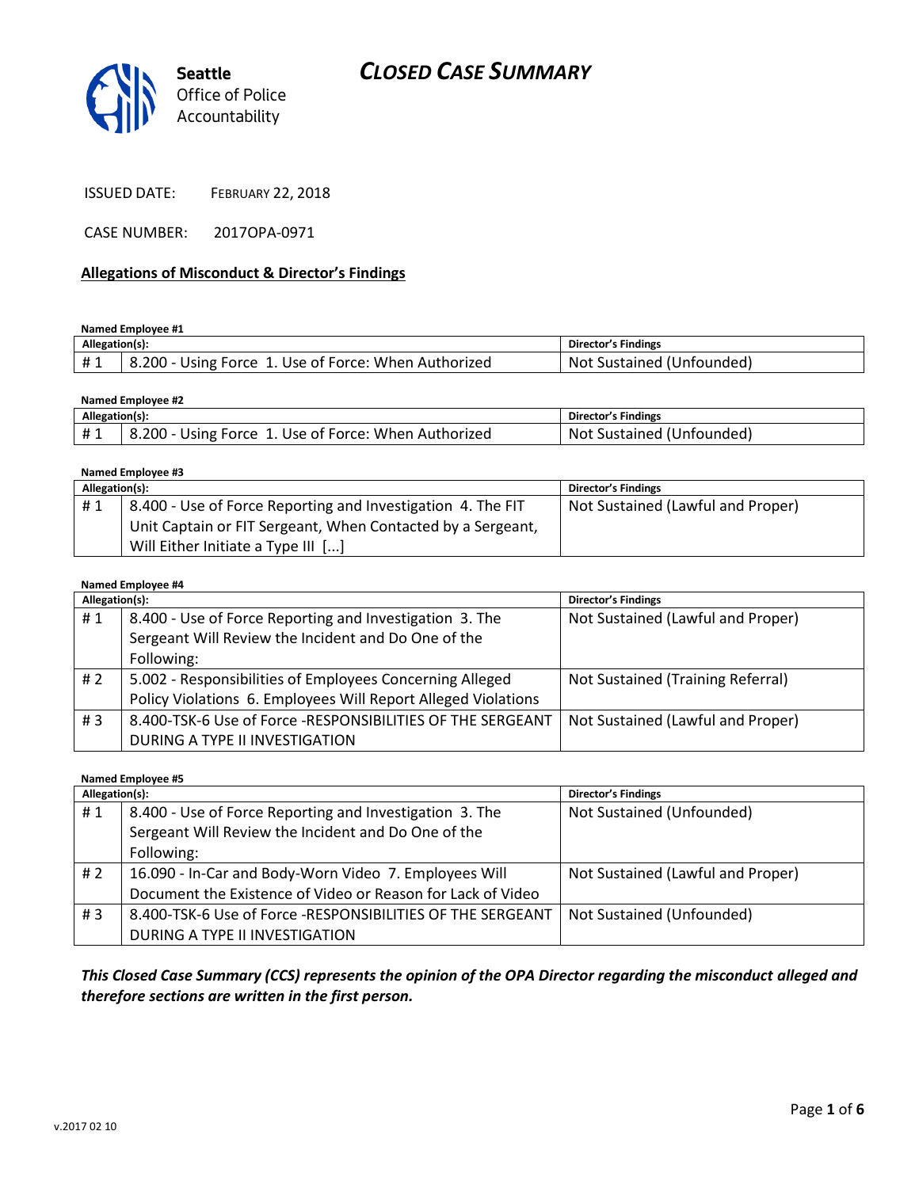Seattle Office of Police Accountability

# CLOSED CASE SUMMARY

ISSUED DATE: FEBRUARY 22, 2018

CASE NUMBER: 2017OPA-0971

## Allegations of Misconduct & Director's Findings

**Named Employee #1**

| Allegation(s): | | Director's Findings |
|---|---|---|
| # 1 | 8.200 - Using Force 1. Use of Force: When Authorized | Not Sustained (Unfounded) |

**Named Employee #2**

| Allegation(s): | | Director's Findings |
|---|---|---|
| # 1 | 8.200 - Using Force 1. Use of Force: When Authorized | Not Sustained (Unfounded) |

**Named Employee #3**

| Allegation(s): | | Director's Findings |
|---|---|---|
| # 1 | 8.400 - Use of Force Reporting and Investigation 4. The FIT Unit Captain or FIT Sergeant, When Contacted by a Sergeant, Will Either Initiate a Type III [...] | Not Sustained (Lawful and Proper) |

**Named Employee #4**

| Allegation(s): | | Director's Findings |
|---|---|---|
| # 1 | 8.400 - Use of Force Reporting and Investigation 3. The Sergeant Will Review the Incident and Do One of the Following: | Not Sustained (Lawful and Proper) |
| # 2 | 5.002 - Responsibilities of Employees Concerning Alleged Policy Violations 6. Employees Will Report Alleged Violations | Not Sustained (Training Referral) |
| # 3 | 8.400-TSK-6 Use of Force -RESPONSIBILITIES OF THE SERGEANT DURING A TYPE II INVESTIGATION | Not Sustained (Lawful and Proper) |

**Named Employee #5**

| Allegation(s): | | Director's Findings |
|---|---|---|
| # 1 | 8.400 - Use of Force Reporting and Investigation 3. The Sergeant Will Review the Incident and Do One of the Following: | Not Sustained (Unfounded) |
| # 2 | 16.090 - In-Car and Body-Worn Video 7. Employees Will Document the Existence of Video or Reason for Lack of Video | Not Sustained (Lawful and Proper) |
| # 3 | 8.400-TSK-6 Use of Force -RESPONSIBILITIES OF THE SERGEANT DURING A TYPE II INVESTIGATION | Not Sustained (Unfounded) |

***This Closed Case Summary (CCS) represents the opinion of the OPA Director regarding the misconduct alleged and therefore sections are written in the first person.***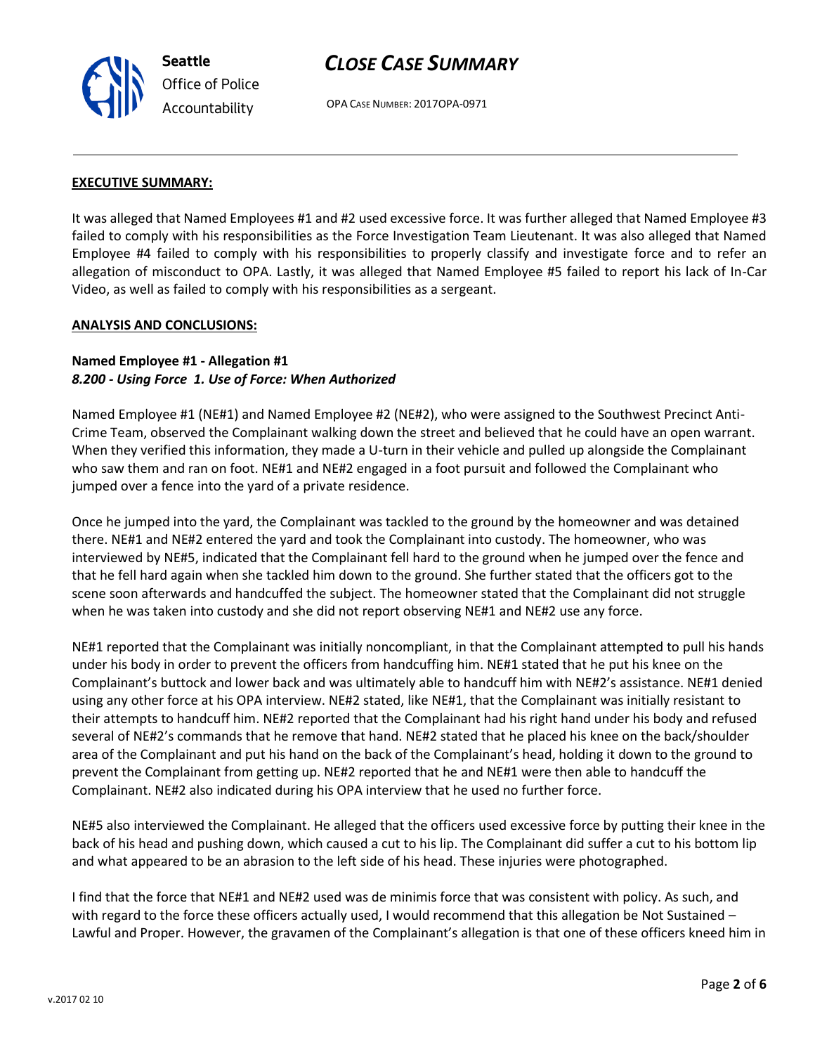**EXECUTIVE SUMMARY:**

It was alleged that Named Employees #1 and #2 used excessive force. It was further alleged that Named Employee #3 failed to comply with his responsibilities as the Force Investigation Team Lieutenant. It was also alleged that Named Employee #4 failed to comply with his responsibilities to properly classify and investigate force and to refer an allegation of misconduct to OPA. Lastly, it was alleged that Named Employee #5 failed to report his lack of In-Car Video, as well as failed to comply with his responsibilities as a sergeant.

**ANALYSIS AND CONCLUSIONS:**

**Named Employee #1 - Allegation #1**
***8.200 - Using Force 1. Use of Force: When Authorized***

Named Employee #1 (NE#1) and Named Employee #2 (NE#2), who were assigned to the Southwest Precinct Anti-Crime Team, observed the Complainant walking down the street and believed that he could have an open warrant. When they verified this information, they made a U-turn in their vehicle and pulled up alongside the Complainant who saw them and ran on foot. NE#1 and NE#2 engaged in a foot pursuit and followed the Complainant who jumped over a fence into the yard of a private residence.

Once he jumped into the yard, the Complainant was tackled to the ground by the homeowner and was detained there. NE#1 and NE#2 entered the yard and took the Complainant into custody. The homeowner, who was interviewed by NE#5, indicated that the Complainant fell hard to the ground when he jumped over the fence and that he fell hard again when she tackled him down to the ground. She further stated that the officers got to the scene soon afterwards and handcuffed the subject. The homeowner stated that the Complainant did not struggle when he was taken into custody and she did not report observing NE#1 and NE#2 use any force.

NE#1 reported that the Complainant was initially noncompliant, in that the Complainant attempted to pull his hands under his body in order to prevent the officers from handcuffing him. NE#1 stated that he put his knee on the Complainant's buttock and lower back and was ultimately able to handcuff him with NE#2's assistance. NE#1 denied using any other force at his OPA interview. NE#2 stated, like NE#1, that the Complainant was initially resistant to their attempts to handcuff him. NE#2 reported that the Complainant had his right hand under his body and refused several of NE#2's commands that he remove that hand. NE#2 stated that he placed his knee on the back/shoulder area of the Complainant and put his hand on the back of the Complainant's head, holding it down to the ground to prevent the Complainant from getting up. NE#2 reported that he and NE#1 were then able to handcuff the Complainant. NE#2 also indicated during his OPA interview that he used no further force.

NE#5 also interviewed the Complainant. He alleged that the officers used excessive force by putting their knee in the back of his head and pushing down, which caused a cut to his lip. The Complainant did suffer a cut to his bottom lip and what appeared to be an abrasion to the left side of his head. These injuries were photographed.

I find that the force that NE#1 and NE#2 used was de minimis force that was consistent with policy. As such, and with regard to the force these officers actually used, I would recommend that this allegation be Not Sustained – Lawful and Proper. However, the gravamen of the Complainant's allegation is that one of these officers kneed him in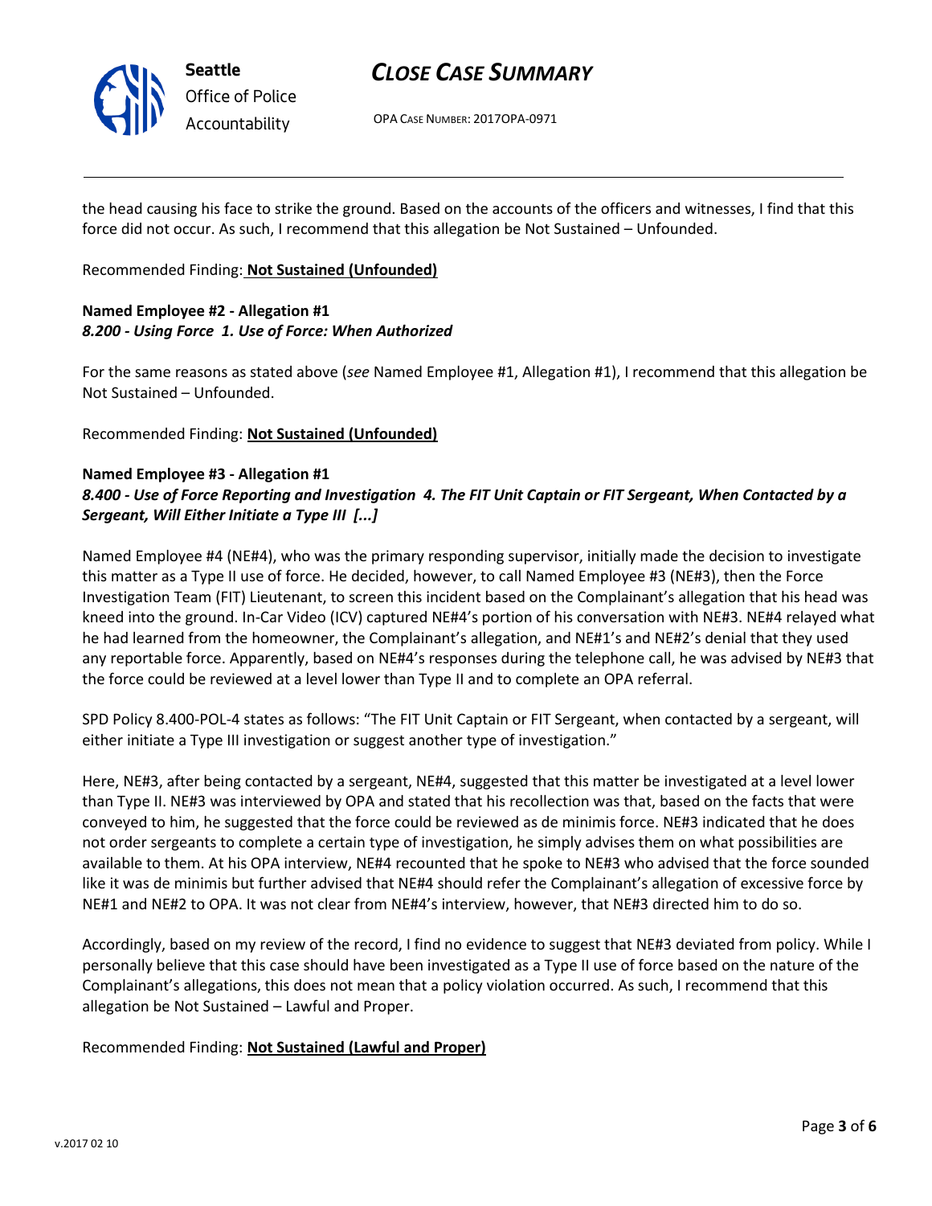the head causing his face to strike the ground. Based on the accounts of the officers and witnesses, I find that this force did not occur. As such, I recommend that this allegation be Not Sustained – Unfounded.

Recommended Finding: **Not Sustained (Unfounded)**

**Named Employee #2 - Allegation #1**
***8.200 - Using Force 1. Use of Force: When Authorized***

For the same reasons as stated above (*see* Named Employee #1, Allegation #1), I recommend that this allegation be Not Sustained – Unfounded.

Recommended Finding: **Not Sustained (Unfounded)**

**Named Employee #3 - Allegation #1**
***8.400 - Use of Force Reporting and Investigation 4. The FIT Unit Captain or FIT Sergeant, When Contacted by a Sergeant, Will Either Initiate a Type III [...]***

Named Employee #4 (NE#4), who was the primary responding supervisor, initially made the decision to investigate this matter as a Type II use of force. He decided, however, to call Named Employee #3 (NE#3), then the Force Investigation Team (FIT) Lieutenant, to screen this incident based on the Complainant's allegation that his head was kneed into the ground. In-Car Video (ICV) captured NE#4's portion of his conversation with NE#3. NE#4 relayed what he had learned from the homeowner, the Complainant's allegation, and NE#1's and NE#2's denial that they used any reportable force. Apparently, based on NE#4's responses during the telephone call, he was advised by NE#3 that the force could be reviewed at a level lower than Type II and to complete an OPA referral.

SPD Policy 8.400-POL-4 states as follows: "The FIT Unit Captain or FIT Sergeant, when contacted by a sergeant, will either initiate a Type III investigation or suggest another type of investigation."

Here, NE#3, after being contacted by a sergeant, NE#4, suggested that this matter be investigated at a level lower than Type II. NE#3 was interviewed by OPA and stated that his recollection was that, based on the facts that were conveyed to him, he suggested that the force could be reviewed as de minimis force. NE#3 indicated that he does not order sergeants to complete a certain type of investigation, he simply advises them on what possibilities are available to them. At his OPA interview, NE#4 recounted that he spoke to NE#3 who advised that the force sounded like it was de minimis but further advised that NE#4 should refer the Complainant's allegation of excessive force by NE#1 and NE#2 to OPA. It was not clear from NE#4's interview, however, that NE#3 directed him to do so.

Accordingly, based on my review of the record, I find no evidence to suggest that NE#3 deviated from policy. While I personally believe that this case should have been investigated as a Type II use of force based on the nature of the Complainant's allegations, this does not mean that a policy violation occurred. As such, I recommend that this allegation be Not Sustained – Lawful and Proper.

Recommended Finding: **Not Sustained (Lawful and Proper)**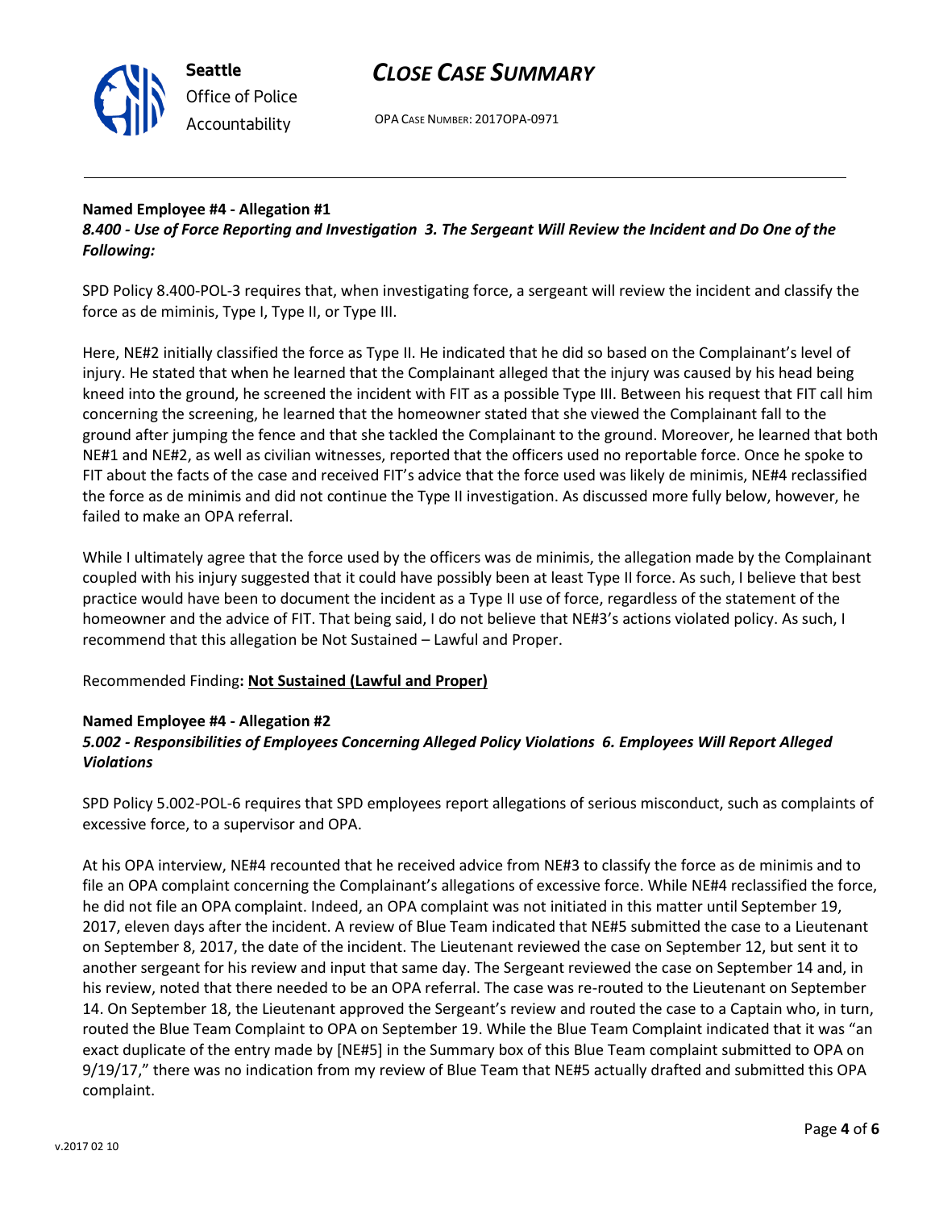**Named Employee #4 - Allegation #1**
***8.400 - Use of Force Reporting and Investigation 3. The Sergeant Will Review the Incident and Do One of the Following:***

SPD Policy 8.400-POL-3 requires that, when investigating force, a sergeant will review the incident and classify the force as de miminis, Type I, Type II, or Type III.

Here, NE#2 initially classified the force as Type II. He indicated that he did so based on the Complainant's level of injury. He stated that when he learned that the Complainant alleged that the injury was caused by his head being kneed into the ground, he screened the incident with FIT as a possible Type III. Between his request that FIT call him concerning the screening, he learned that the homeowner stated that she viewed the Complainant fall to the ground after jumping the fence and that she tackled the Complainant to the ground. Moreover, he learned that both NE#1 and NE#2, as well as civilian witnesses, reported that the officers used no reportable force. Once he spoke to FIT about the facts of the case and received FIT's advice that the force used was likely de minimis, NE#4 reclassified the force as de minimis and did not continue the Type II investigation. As discussed more fully below, however, he failed to make an OPA referral.

While I ultimately agree that the force used by the officers was de minimis, the allegation made by the Complainant coupled with his injury suggested that it could have possibly been at least Type II force. As such, I believe that best practice would have been to document the incident as a Type II use of force, regardless of the statement of the homeowner and the advice of FIT. That being said, I do not believe that NE#3's actions violated policy. As such, I recommend that this allegation be Not Sustained – Lawful and Proper.

Recommended Finding**: Not Sustained (Lawful and Proper)**

**Named Employee #4 - Allegation #2**
***5.002 - Responsibilities of Employees Concerning Alleged Policy Violations 6. Employees Will Report Alleged Violations***

SPD Policy 5.002-POL-6 requires that SPD employees report allegations of serious misconduct, such as complaints of excessive force, to a supervisor and OPA.

At his OPA interview, NE#4 recounted that he received advice from NE#3 to classify the force as de minimis and to file an OPA complaint concerning the Complainant's allegations of excessive force. While NE#4 reclassified the force, he did not file an OPA complaint. Indeed, an OPA complaint was not initiated in this matter until September 19, 2017, eleven days after the incident. A review of Blue Team indicated that NE#5 submitted the case to a Lieutenant on September 8, 2017, the date of the incident. The Lieutenant reviewed the case on September 12, but sent it to another sergeant for his review and input that same day. The Sergeant reviewed the case on September 14 and, in his review, noted that there needed to be an OPA referral. The case was re-routed to the Lieutenant on September 14. On September 18, the Lieutenant approved the Sergeant's review and routed the case to a Captain who, in turn, routed the Blue Team Complaint to OPA on September 19. While the Blue Team Complaint indicated that it was "an exact duplicate of the entry made by [NE#5] in the Summary box of this Blue Team complaint submitted to OPA on 9/19/17," there was no indication from my review of Blue Team that NE#5 actually drafted and submitted this OPA complaint.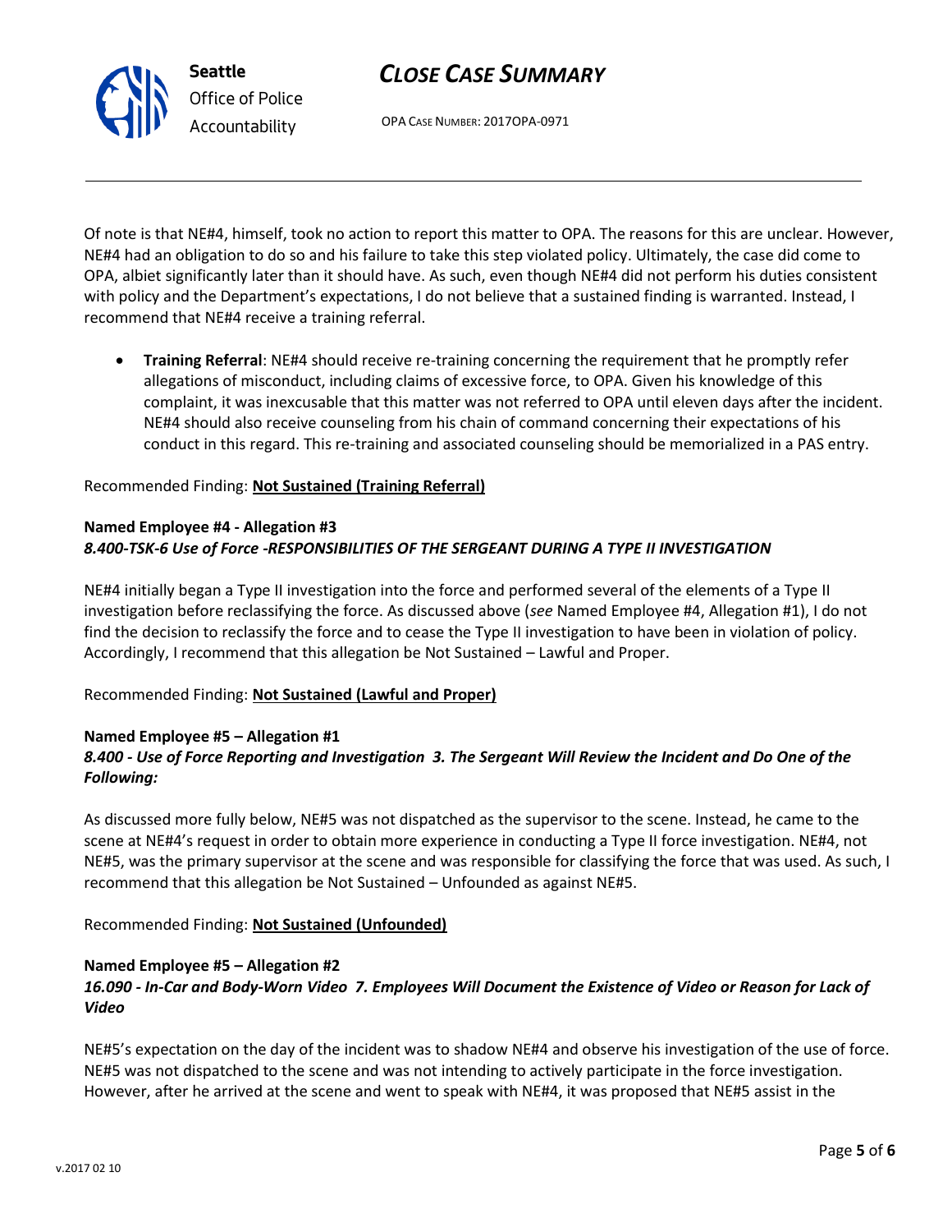Of note is that NE#4, himself, took no action to report this matter to OPA. The reasons for this are unclear. However, NE#4 had an obligation to do so and his failure to take this step violated policy. Ultimately, the case did come to OPA, albiet significantly later than it should have. As such, even though NE#4 did not perform his duties consistent with policy and the Department's expectations, I do not believe that a sustained finding is warranted. Instead, I recommend that NE#4 receive a training referral.

- **Training Referral**: NE#4 should receive re-training concerning the requirement that he promptly refer allegations of misconduct, including claims of excessive force, to OPA. Given his knowledge of this complaint, it was inexcusable that this matter was not referred to OPA until eleven days after the incident. NE#4 should also receive counseling from his chain of command concerning their expectations of his conduct in this regard. This re-training and associated counseling should be memorialized in a PAS entry.

Recommended Finding: **Not Sustained (Training Referral)**

**Named Employee #4 - Allegation #3**
***8.400-TSK-6 Use of Force -RESPONSIBILITIES OF THE SERGEANT DURING A TYPE II INVESTIGATION***

NE#4 initially began a Type II investigation into the force and performed several of the elements of a Type II investigation before reclassifying the force. As discussed above (*see* Named Employee #4, Allegation #1), I do not find the decision to reclassify the force and to cease the Type II investigation to have been in violation of policy. Accordingly, I recommend that this allegation be Not Sustained – Lawful and Proper.

Recommended Finding: **Not Sustained (Lawful and Proper)**

**Named Employee #5 – Allegation #1**
***8.400 - Use of Force Reporting and Investigation 3. The Sergeant Will Review the Incident and Do One of the Following:***

As discussed more fully below, NE#5 was not dispatched as the supervisor to the scene. Instead, he came to the scene at NE#4's request in order to obtain more experience in conducting a Type II force investigation. NE#4, not NE#5, was the primary supervisor at the scene and was responsible for classifying the force that was used. As such, I recommend that this allegation be Not Sustained – Unfounded as against NE#5.

Recommended Finding: **Not Sustained (Unfounded)**

**Named Employee #5 – Allegation #2**
***16.090 - In-Car and Body-Worn Video 7. Employees Will Document the Existence of Video or Reason for Lack of Video***

NE#5's expectation on the day of the incident was to shadow NE#4 and observe his investigation of the use of force. NE#5 was not dispatched to the scene and was not intending to actively participate in the force investigation. However, after he arrived at the scene and went to speak with NE#4, it was proposed that NE#5 assist in the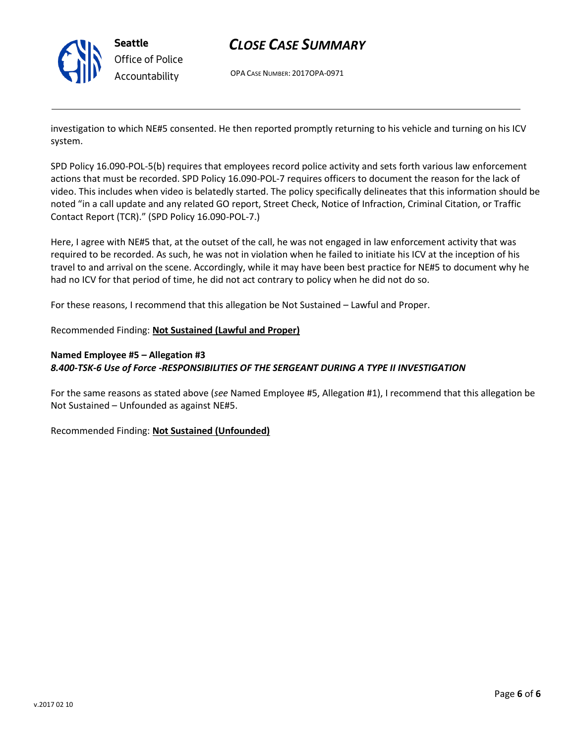investigation to which NE#5 consented. He then reported promptly returning to his vehicle and turning on his ICV system.

SPD Policy 16.090-POL-5(b) requires that employees record police activity and sets forth various law enforcement actions that must be recorded. SPD Policy 16.090-POL-7 requires officers to document the reason for the lack of video. This includes when video is belatedly started. The policy specifically delineates that this information should be noted "in a call update and any related GO report, Street Check, Notice of Infraction, Criminal Citation, or Traffic Contact Report (TCR)." (SPD Policy 16.090-POL-7.)

Here, I agree with NE#5 that, at the outset of the call, he was not engaged in law enforcement activity that was required to be recorded. As such, he was not in violation when he failed to initiate his ICV at the inception of his travel to and arrival on the scene. Accordingly, while it may have been best practice for NE#5 to document why he had no ICV for that period of time, he did not act contrary to policy when he did not do so.

For these reasons, I recommend that this allegation be Not Sustained – Lawful and Proper.

Recommended Finding: **Not Sustained (Lawful and Proper)**

**Named Employee #5 – Allegation #3**
***8.400-TSK-6 Use of Force -RESPONSIBILITIES OF THE SERGEANT DURING A TYPE II INVESTIGATION***

For the same reasons as stated above (*see* Named Employee #5, Allegation #1), I recommend that this allegation be Not Sustained – Unfounded as against NE#5.

Recommended Finding: **Not Sustained (Unfounded)**